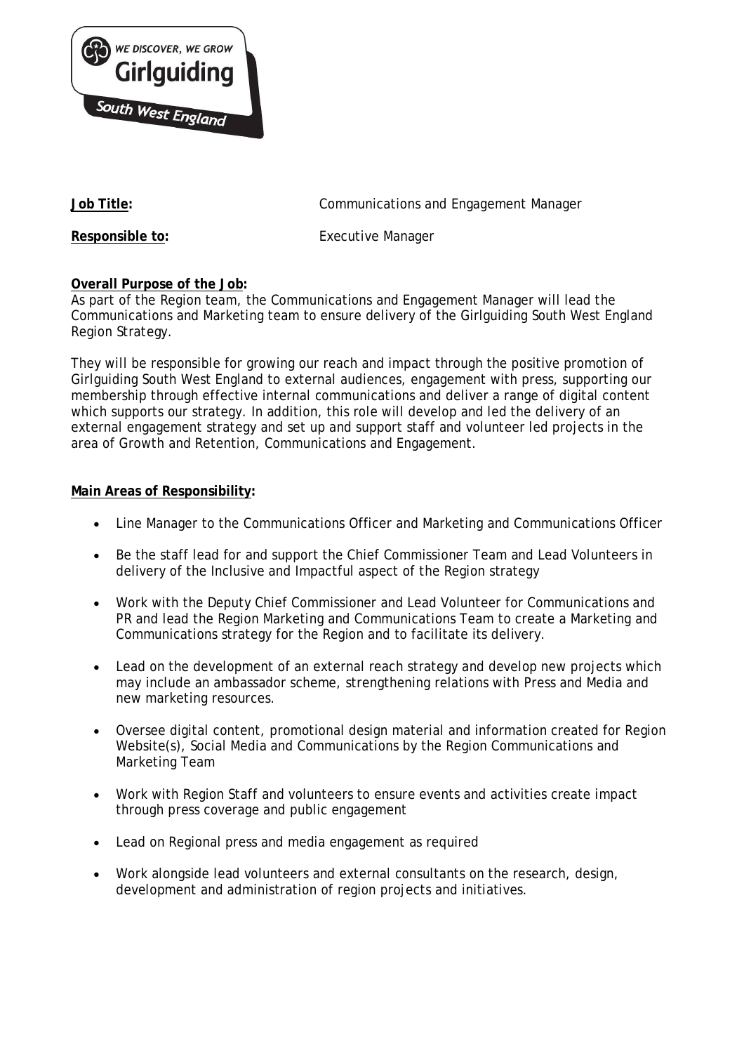WE DISCOVER, WE GROW
Girlguiding
South West England

**Job Title:** Communications and Engagement Manager

**Responsible to:** Executive Manager

**Overall Purpose of the Job:**

As part of the Region team, the Communications and Engagement Manager will lead the Communications and Marketing team to ensure delivery of the Girlguiding South West England Region Strategy.

They will be responsible for growing our reach and impact through the positive promotion of Girlguiding South West England to external audiences, engagement with press, supporting our membership through effective internal communications and deliver a range of digital content which supports our strategy. In addition, this role will develop and led the delivery of an external engagement strategy and set up and support staff and volunteer led projects in the area of Growth and Retention, Communications and Engagement.

**Main Areas of Responsibility:**

- Line Manager to the Communications Officer and Marketing and Communications Officer
- Be the staff lead for and support the Chief Commissioner Team and Lead Volunteers in delivery of the Inclusive and Impactful aspect of the Region strategy
- Work with the Deputy Chief Commissioner and Lead Volunteer for Communications and PR and lead the Region Marketing and Communications Team to create a Marketing and Communications strategy for the Region and to facilitate its delivery.
- Lead on the development of an external reach strategy and develop new projects which may include an ambassador scheme, strengthening relations with Press and Media and new marketing resources.
- Oversee digital content, promotional design material and information created for Region Website(s), Social Media and Communications by the Region Communications and Marketing Team
- Work with Region Staff and volunteers to ensure events and activities create impact through press coverage and public engagement
- Lead on Regional press and media engagement as required
- Work alongside lead volunteers and external consultants on the research, design, development and administration of region projects and initiatives.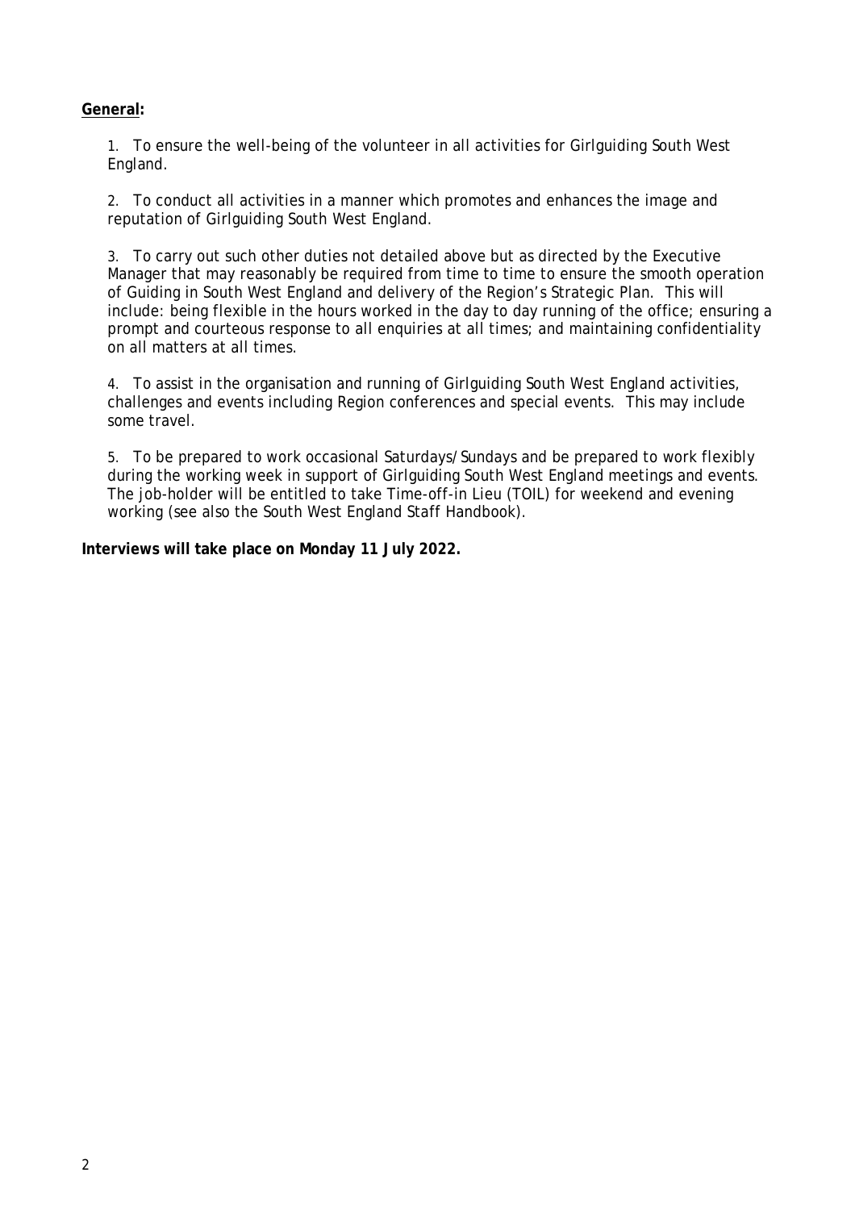**General:**

1. To ensure the well-being of the volunteer in all activities for Girlguiding South West England.

2. To conduct all activities in a manner which promotes and enhances the image and reputation of Girlguiding South West England.

3. To carry out such other duties not detailed above but as directed by the Executive Manager that may reasonably be required from time to time to ensure the smooth operation of Guiding in South West England and delivery of the Region's Strategic Plan. This will include: being flexible in the hours worked in the day to day running of the office; ensuring a prompt and courteous response to all enquiries at all times; and maintaining confidentiality on all matters at all times.

4. To assist in the organisation and running of Girlguiding South West England activities, challenges and events including Region conferences and special events. This may include some travel.

5. To be prepared to work occasional Saturdays/Sundays and be prepared to work flexibly during the working week in support of Girlguiding South West England meetings and events. The job-holder will be entitled to take Time-off-in Lieu (TOIL) for weekend and evening working (see also the South West England Staff Handbook).

**Interviews will take place on Monday 11 July 2022.**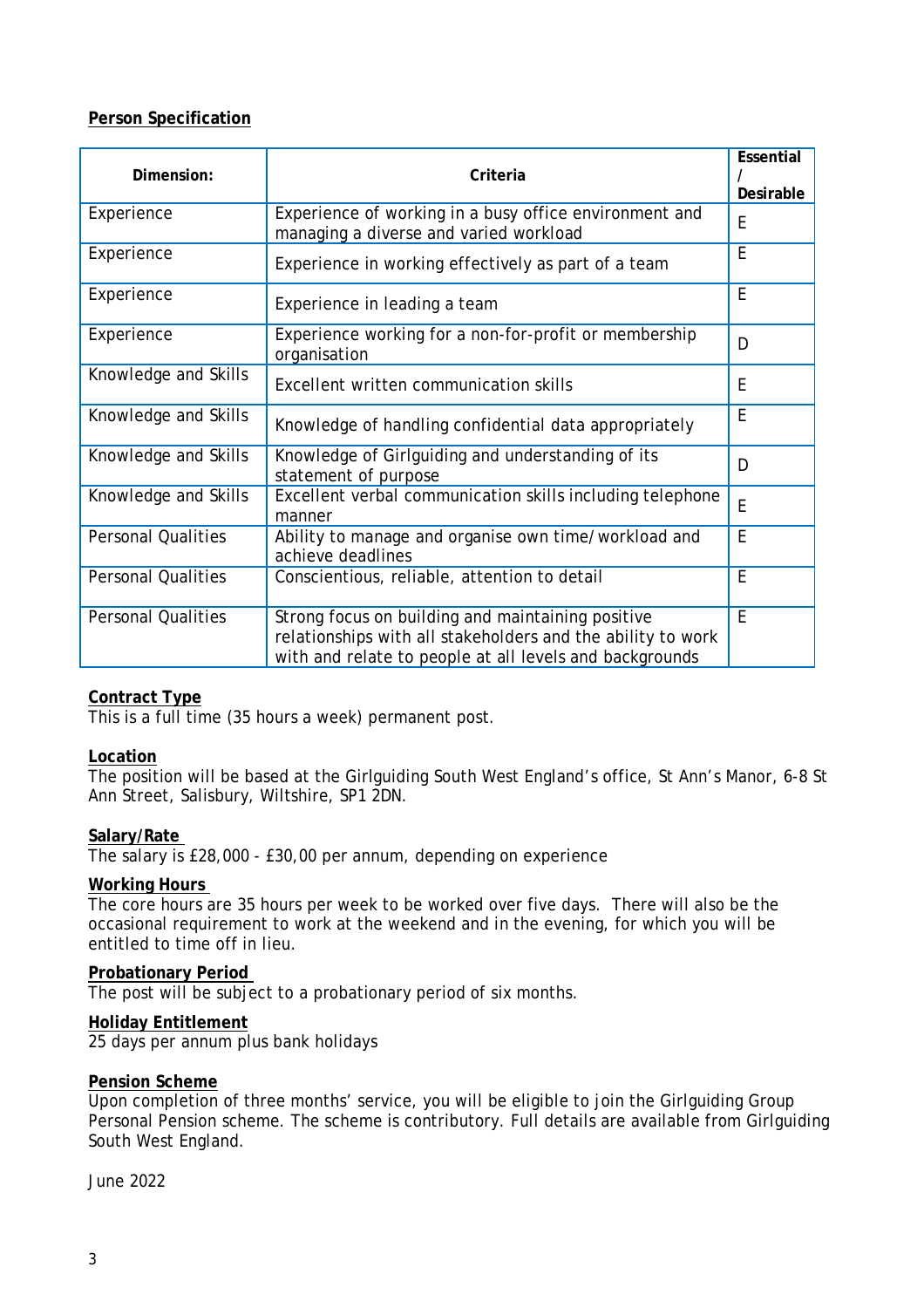**Person Specification**

| Dimension: | Criteria | Essential / Desirable |
|---|---|---|
| Experience | Experience of working in a busy office environment and managing a diverse and varied workload | E |
| Experience | Experience in working effectively as part of a team | E |
| Experience | Experience in leading a team | E |
| Experience | Experience working for a non-for-profit or membership organisation | D |
| Knowledge and Skills | Excellent written communication skills | E |
| Knowledge and Skills | Knowledge of handling confidential data appropriately | E |
| Knowledge and Skills | Knowledge of Girlguiding and understanding of its statement of purpose | D |
| Knowledge and Skills | Excellent verbal communication skills including telephone manner | E |
| Personal Qualities | Ability to manage and organise own time/workload and achieve deadlines | E |
| Personal Qualities | Conscientious, reliable, attention to detail | E |
| Personal Qualities | Strong focus on building and maintaining positive relationships with all stakeholders and the ability to work with and relate to people at all levels and backgrounds | E |

**Contract Type**
This is a full time (35 hours a week) permanent post.

**Location**
The position will be based at the Girlguiding South West England's office, St Ann's Manor, 6-8 St Ann Street, Salisbury, Wiltshire, SP1 2DN.

**Salary/Rate**
The salary is £28,000 - £30,00 per annum, depending on experience

**Working Hours**
The core hours are 35 hours per week to be worked over five days. There will also be the occasional requirement to work at the weekend and in the evening, for which you will be entitled to time off in lieu.

**Probationary Period**
The post will be subject to a probationary period of six months.

**Holiday Entitlement**
25 days per annum plus bank holidays

**Pension Scheme**
Upon completion of three months' service, you will be eligible to join the Girlguiding Group Personal Pension scheme. The scheme is contributory. Full details are available from Girlguiding South West England.

June 2022